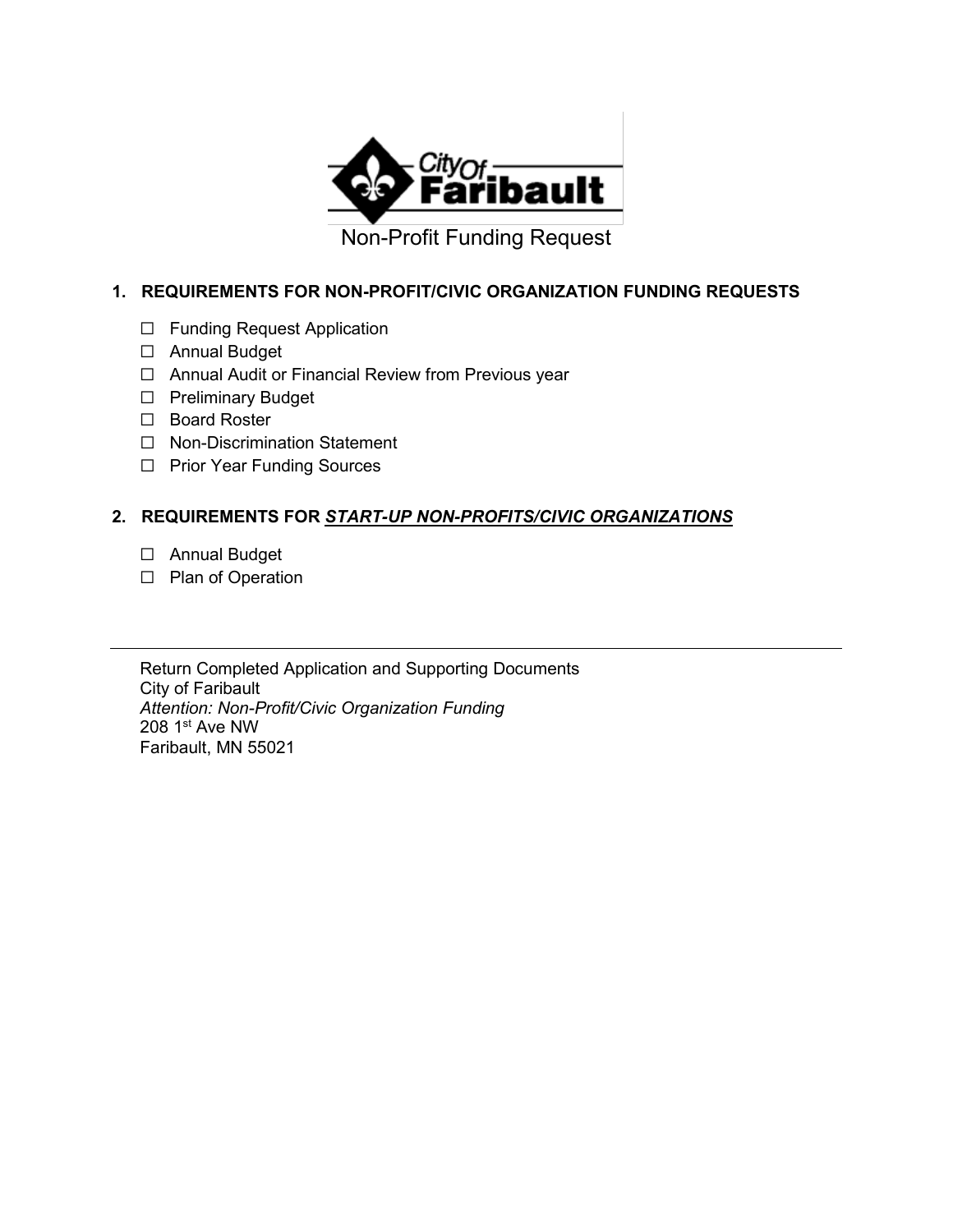City Of Faribault

# Non-Profit Funding Request

## 1. REQUIREMENTS FOR NON-PROFIT/CIVIC ORGANIZATION FUNDING REQUESTS

- ☐ Funding Request Application
- ☐ Annual Budget
- ☐ Annual Audit or Financial Review from Previous year
- ☐ Preliminary Budget
- ☐ Board Roster
- ☐ Non-Discrimination Statement
- ☐ Prior Year Funding Sources

## 2. REQUIREMENTS FOR ***START-UP NON-PROFITS/CIVIC ORGANIZATIONS***

- ☐ Annual Budget
- ☐ Plan of Operation

---

Return Completed Application and Supporting Documents
City of Faribault
*Attention: Non-Profit/Civic Organization Funding*
208 1st Ave NW
Faribault, MN 55021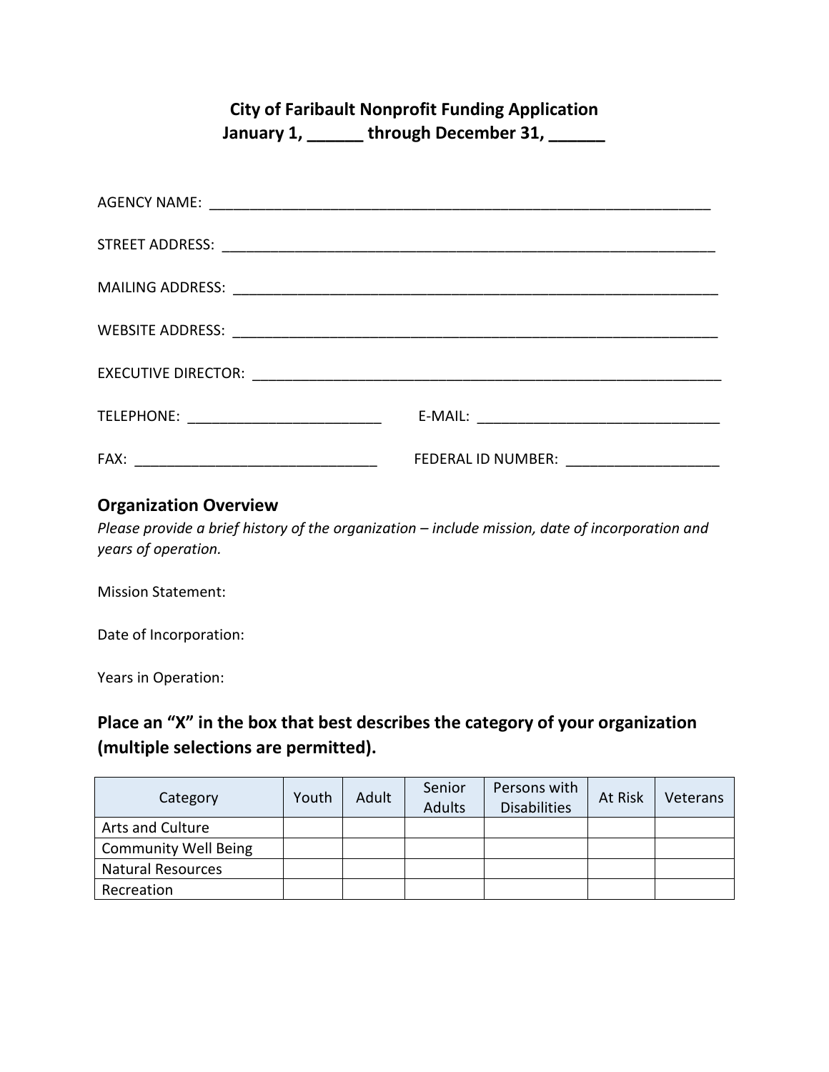**City of Faribault Nonprofit Funding Application**
**January 1, ______ through December 31, ______**

AGENCY NAME: _______________________________________________________________

STREET ADDRESS: ______________________________________________________________

MAILING ADDRESS: _____________________________________________________________

WEBSITE ADDRESS: _____________________________________________________________

EXECUTIVE DIRECTOR: __________________________________________________________

TELEPHONE: ________________________ E-MAIL: ______________________________

FAX: ______________________________ FEDERAL ID NUMBER: ___________________

## Organization Overview

*Please provide a brief history of the organization – include mission, date of incorporation and years of operation.*

Mission Statement:

Date of Incorporation:

Years in Operation:

## Place an "X" in the box that best describes the category of your organization (multiple selections are permitted).

| Category | Youth | Adult | Senior Adults | Persons with Disabilities | At Risk | Veterans |
|---|---|---|---|---|---|---|
| Arts and Culture | | | | | | |
| Community Well Being | | | | | | |
| Natural Resources | | | | | | |
| Recreation | | | | | | |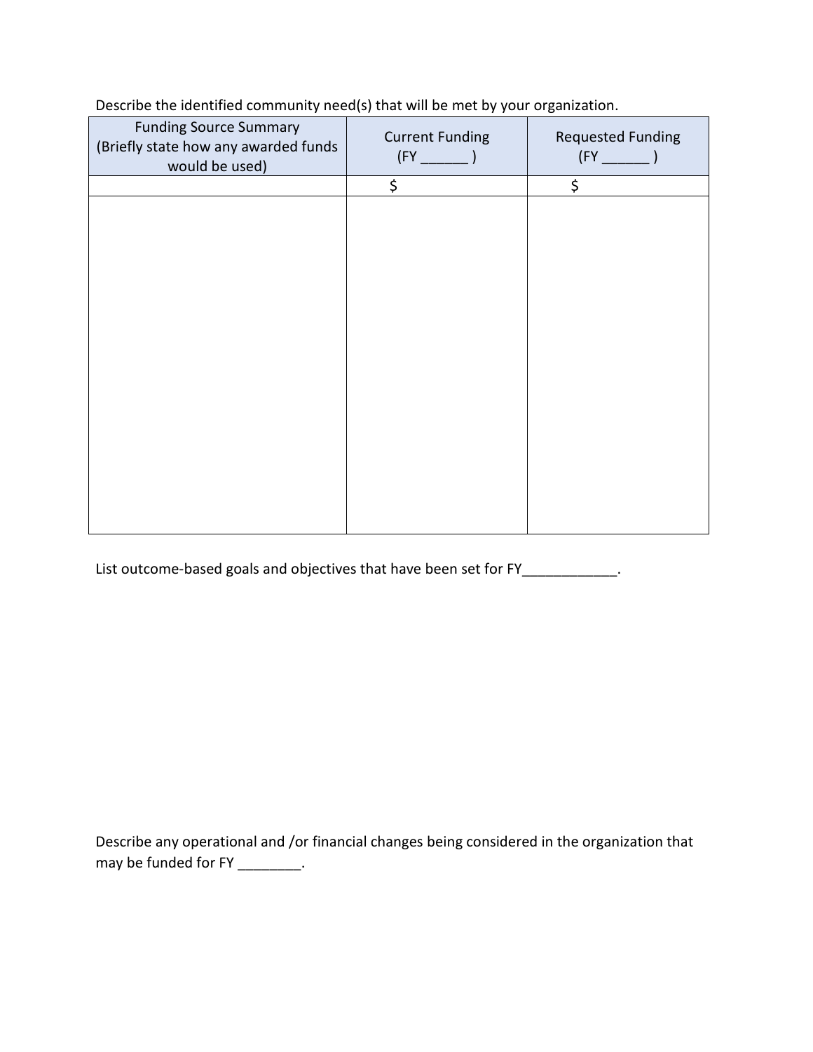Describe the identified community need(s) that will be met by your organization.

| Funding Source Summary (Briefly state how any awarded funds would be used) | Current Funding (FY ______ ) | Requested Funding (FY ______ ) |
| --- | --- | --- |
| | $ | $ |
| | | |

List outcome-based goals and objectives that have been set for FY____________.

Describe any operational and /or financial changes being considered in the organization that may be funded for FY ________.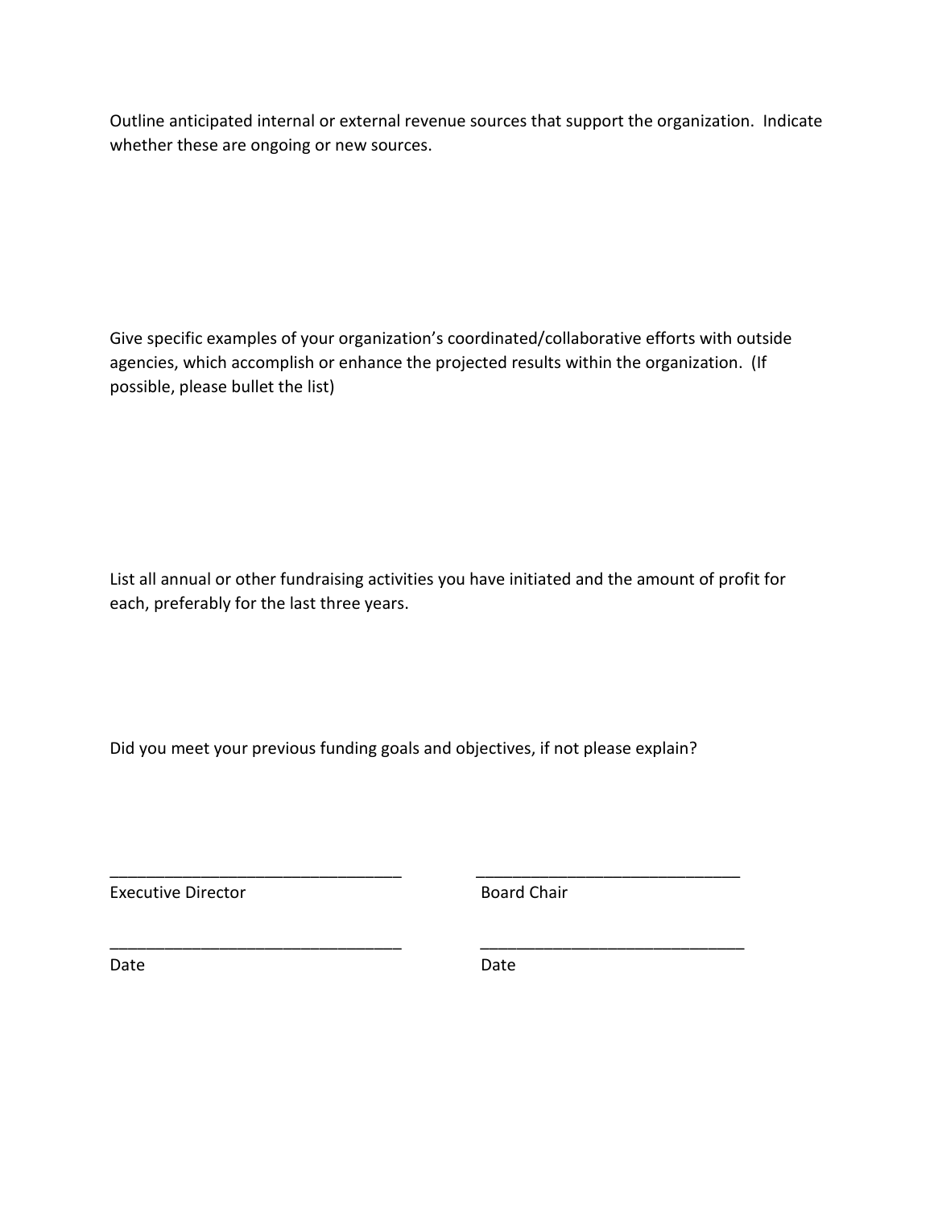Outline anticipated internal or external revenue sources that support the organization. Indicate whether these are ongoing or new sources.

Give specific examples of your organization's coordinated/collaborative efforts with outside agencies, which accomplish or enhance the projected results within the organization. (If possible, please bullet the list)

List all annual or other fundraising activities you have initiated and the amount of profit for each, preferably for the last three years.

Did you meet your previous funding goals and objectives, if not please explain?

| | |
|---|---|
| ________________________________ | ______________________________ |
| Executive Director | Board Chair |
| ________________________________ | ______________________________ |
| Date | Date |